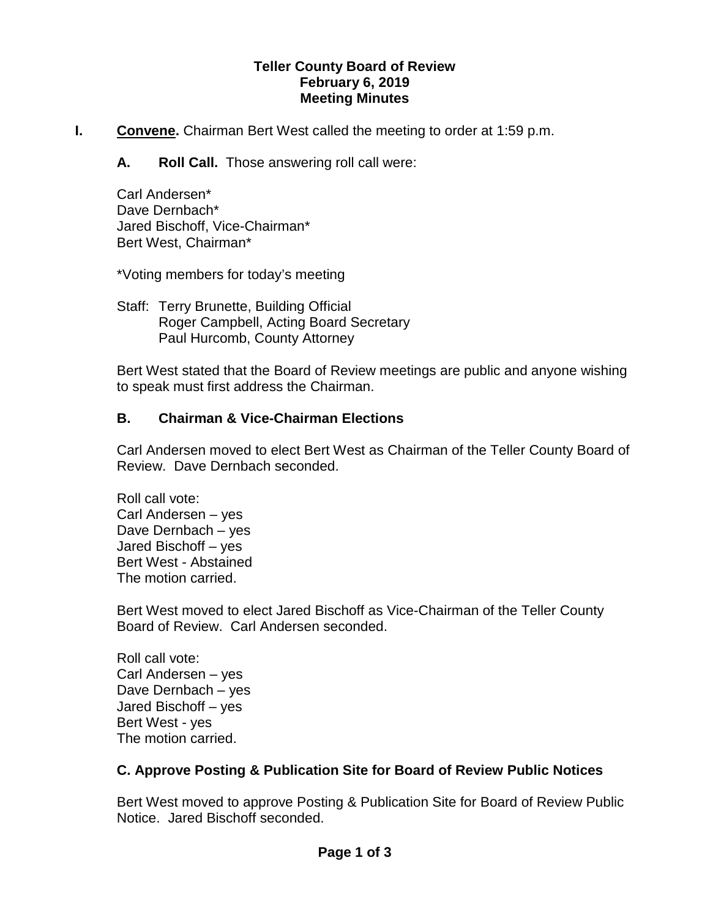# Teller County Board of Review
## February 6, 2019
## Meeting Minutes

**I. Convene.** Chairman Bert West called the meeting to order at 1:59 p.m.

**A. Roll Call.** Those answering roll call were:

Carl Andersen*
Dave Dernbach*
Jared Bischoff, Vice-Chairman*
Bert West, Chairman*

*Voting members for today's meeting

Staff: Terry Brunette, Building Official
Roger Campbell, Acting Board Secretary
Paul Hurcomb, County Attorney

Bert West stated that the Board of Review meetings are public and anyone wishing to speak must first address the Chairman.

### B. Chairman & Vice-Chairman Elections

Carl Andersen moved to elect Bert West as Chairman of the Teller County Board of Review. Dave Dernbach seconded.

Roll call vote:
Carl Andersen – yes
Dave Dernbach – yes
Jared Bischoff – yes
Bert West - Abstained
The motion carried.

Bert West moved to elect Jared Bischoff as Vice-Chairman of the Teller County Board of Review. Carl Andersen seconded.

Roll call vote:
Carl Andersen – yes
Dave Dernbach – yes
Jared Bischoff – yes
Bert West - yes
The motion carried.

### C. Approve Posting & Publication Site for Board of Review Public Notices

Bert West moved to approve Posting & Publication Site for Board of Review Public Notice. Jared Bischoff seconded.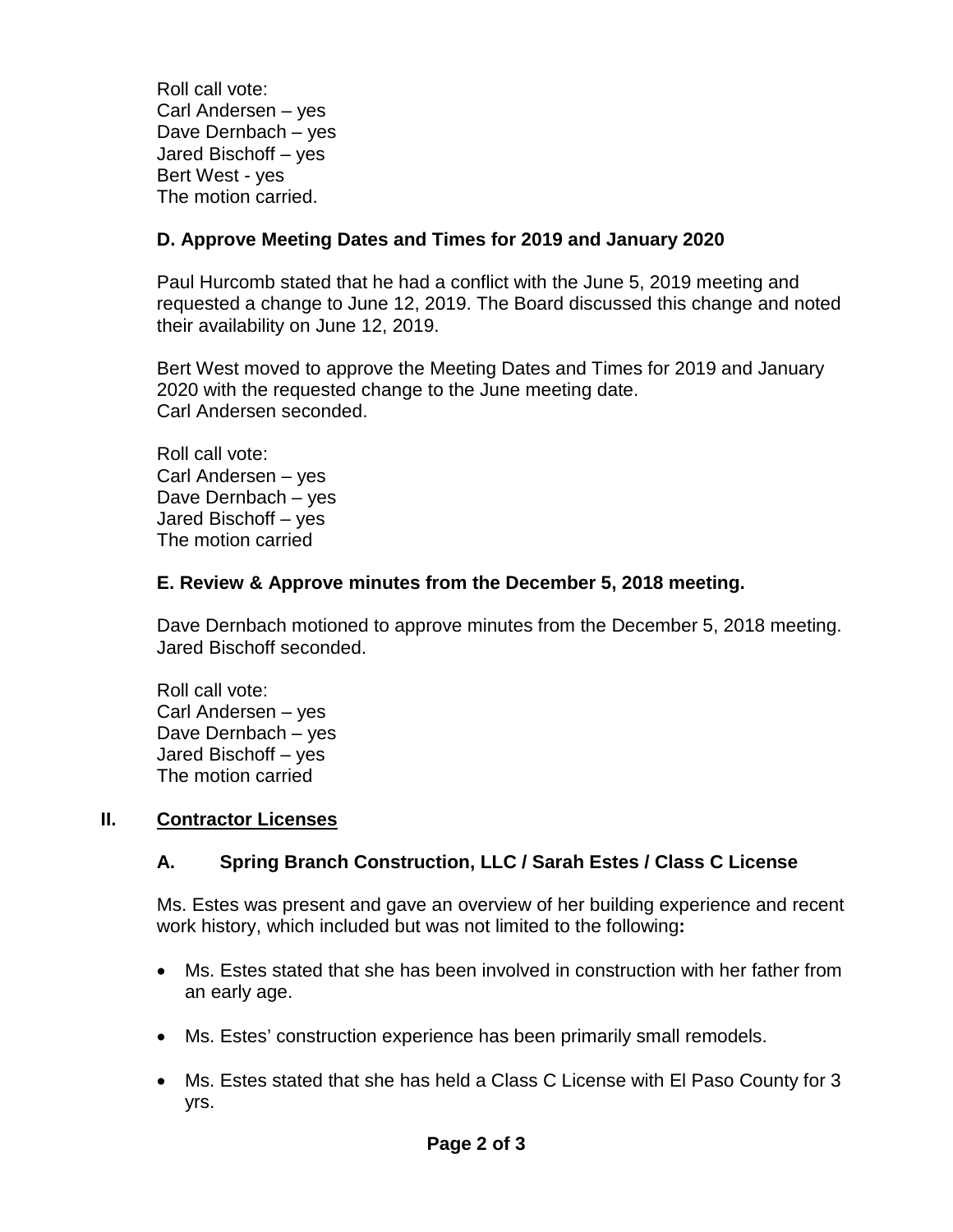Roll call vote:
Carl Andersen – yes
Dave Dernbach – yes
Jared Bischoff – yes
Bert West - yes
The motion carried.

### D. Approve Meeting Dates and Times for 2019 and January 2020

Paul Hurcomb stated that he had a conflict with the June 5, 2019 meeting and requested a change to June 12, 2019. The Board discussed this change and noted their availability on June 12, 2019.

Bert West moved to approve the Meeting Dates and Times for 2019 and January 2020 with the requested change to the June meeting date.
Carl Andersen seconded.

Roll call vote:
Carl Andersen – yes
Dave Dernbach – yes
Jared Bischoff – yes
The motion carried

### E. Review & Approve minutes from the December 5, 2018 meeting.

Dave Dernbach motioned to approve minutes from the December 5, 2018 meeting.
Jared Bischoff seconded.

Roll call vote:
Carl Andersen – yes
Dave Dernbach – yes
Jared Bischoff – yes
The motion carried

## II. Contractor Licenses

### A. Spring Branch Construction, LLC / Sarah Estes / Class C License

Ms. Estes was present and gave an overview of her building experience and recent work history, which included but was not limited to the following**:**

- Ms. Estes stated that she has been involved in construction with her father from an early age.
- Ms. Estes' construction experience has been primarily small remodels.
- Ms. Estes stated that she has held a Class C License with El Paso County for 3 yrs.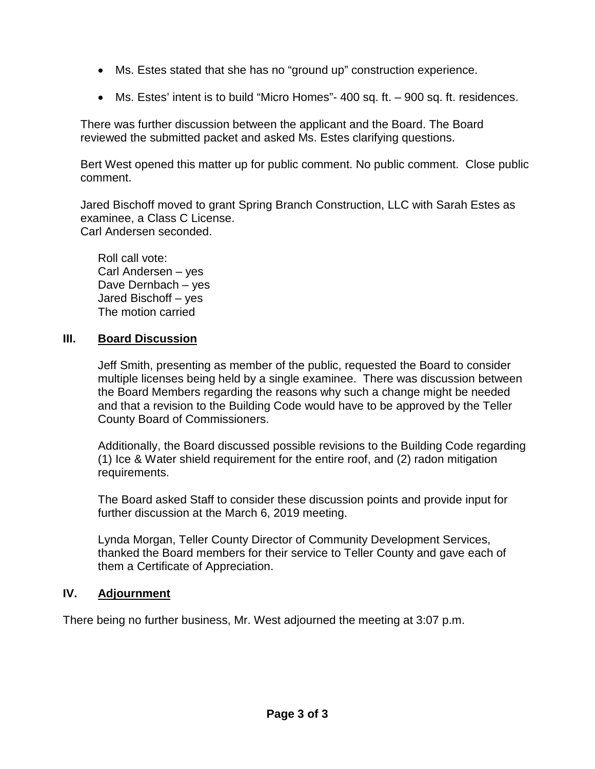- Ms. Estes stated that she has no "ground up" construction experience.
- Ms. Estes' intent is to build "Micro Homes"- 400 sq. ft. – 900 sq. ft. residences.

There was further discussion between the applicant and the Board. The Board reviewed the submitted packet and asked Ms. Estes clarifying questions.

Bert West opened this matter up for public comment. No public comment. Close public comment.

Jared Bischoff moved to grant Spring Branch Construction, LLC with Sarah Estes as examinee, a Class C License.
Carl Andersen seconded.

Roll call vote:
Carl Andersen – yes
Dave Dernbach – yes
Jared Bischoff – yes
The motion carried

## III. Board Discussion

Jeff Smith, presenting as member of the public, requested the Board to consider multiple licenses being held by a single examinee. There was discussion between the Board Members regarding the reasons why such a change might be needed and that a revision to the Building Code would have to be approved by the Teller County Board of Commissioners.

Additionally, the Board discussed possible revisions to the Building Code regarding (1) Ice & Water shield requirement for the entire roof, and (2) radon mitigation requirements.

The Board asked Staff to consider these discussion points and provide input for further discussion at the March 6, 2019 meeting.

Lynda Morgan, Teller County Director of Community Development Services, thanked the Board members for their service to Teller County and gave each of them a Certificate of Appreciation.

## IV. Adjournment

There being no further business, Mr. West adjourned the meeting at 3:07 p.m.